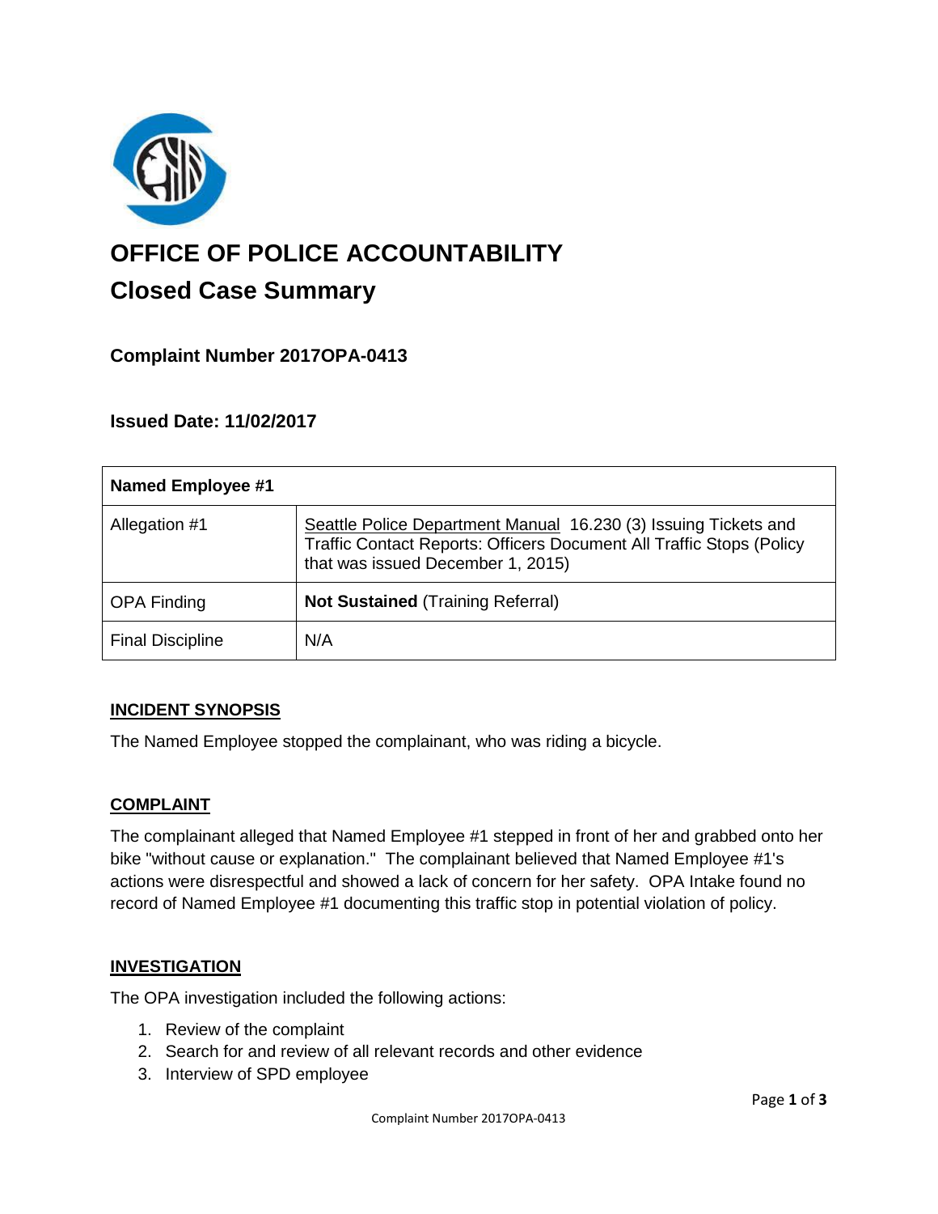# OFFICE OF POLICE ACCOUNTABILITY

## Closed Case Summary

### Complaint Number 2017OPA-0413

### Issued Date: 11/02/2017

| **Named Employee #1** | |
|---|---|
| Allegation #1 | Seattle Police Department Manual 16.230 (3) Issuing Tickets and Traffic Contact Reports: Officers Document All Traffic Stops (Policy that was issued December 1, 2015) |
| OPA Finding | **Not Sustained** (Training Referral) |
| Final Discipline | N/A |

**INCIDENT SYNOPSIS**

The Named Employee stopped the complainant, who was riding a bicycle.

**COMPLAINT**

The complainant alleged that Named Employee #1 stepped in front of her and grabbed onto her bike "without cause or explanation." The complainant believed that Named Employee #1's actions were disrespectful and showed a lack of concern for her safety. OPA Intake found no record of Named Employee #1 documenting this traffic stop in potential violation of policy.

**INVESTIGATION**

The OPA investigation included the following actions:

1. Review of the complaint
2. Search for and review of all relevant records and other evidence
3. Interview of SPD employee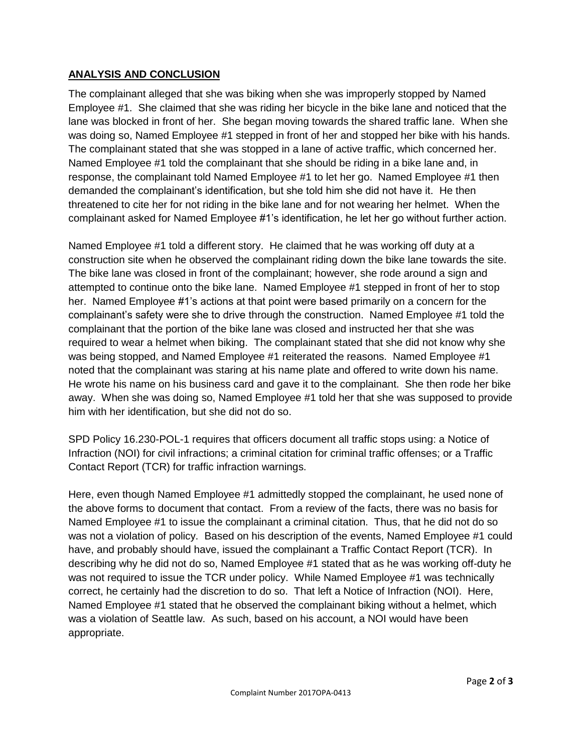## ANALYSIS AND CONCLUSION

The complainant alleged that she was biking when she was improperly stopped by Named Employee #1. She claimed that she was riding her bicycle in the bike lane and noticed that the lane was blocked in front of her. She began moving towards the shared traffic lane. When she was doing so, Named Employee #1 stepped in front of her and stopped her bike with his hands. The complainant stated that she was stopped in a lane of active traffic, which concerned her. Named Employee #1 told the complainant that she should be riding in a bike lane and, in response, the complainant told Named Employee #1 to let her go. Named Employee #1 then demanded the complainant's identification, but she told him she did not have it. He then threatened to cite her for not riding in the bike lane and for not wearing her helmet. When the complainant asked for Named Employee #1's identification, he let her go without further action.

Named Employee #1 told a different story. He claimed that he was working off duty at a construction site when he observed the complainant riding down the bike lane towards the site. The bike lane was closed in front of the complainant; however, she rode around a sign and attempted to continue onto the bike lane. Named Employee #1 stepped in front of her to stop her. Named Employee #1's actions at that point were based primarily on a concern for the complainant's safety were she to drive through the construction. Named Employee #1 told the complainant that the portion of the bike lane was closed and instructed her that she was required to wear a helmet when biking. The complainant stated that she did not know why she was being stopped, and Named Employee #1 reiterated the reasons. Named Employee #1 noted that the complainant was staring at his name plate and offered to write down his name. He wrote his name on his business card and gave it to the complainant. She then rode her bike away. When she was doing so, Named Employee #1 told her that she was supposed to provide him with her identification, but she did not do so.

SPD Policy 16.230-POL-1 requires that officers document all traffic stops using: a Notice of Infraction (NOI) for civil infractions; a criminal citation for criminal traffic offenses; or a Traffic Contact Report (TCR) for traffic infraction warnings.

Here, even though Named Employee #1 admittedly stopped the complainant, he used none of the above forms to document that contact. From a review of the facts, there was no basis for Named Employee #1 to issue the complainant a criminal citation. Thus, that he did not do so was not a violation of policy. Based on his description of the events, Named Employee #1 could have, and probably should have, issued the complainant a Traffic Contact Report (TCR). In describing why he did not do so, Named Employee #1 stated that as he was working off-duty he was not required to issue the TCR under policy. While Named Employee #1 was technically correct, he certainly had the discretion to do so. That left a Notice of Infraction (NOI). Here, Named Employee #1 stated that he observed the complainant biking without a helmet, which was a violation of Seattle law. As such, based on his account, a NOI would have been appropriate.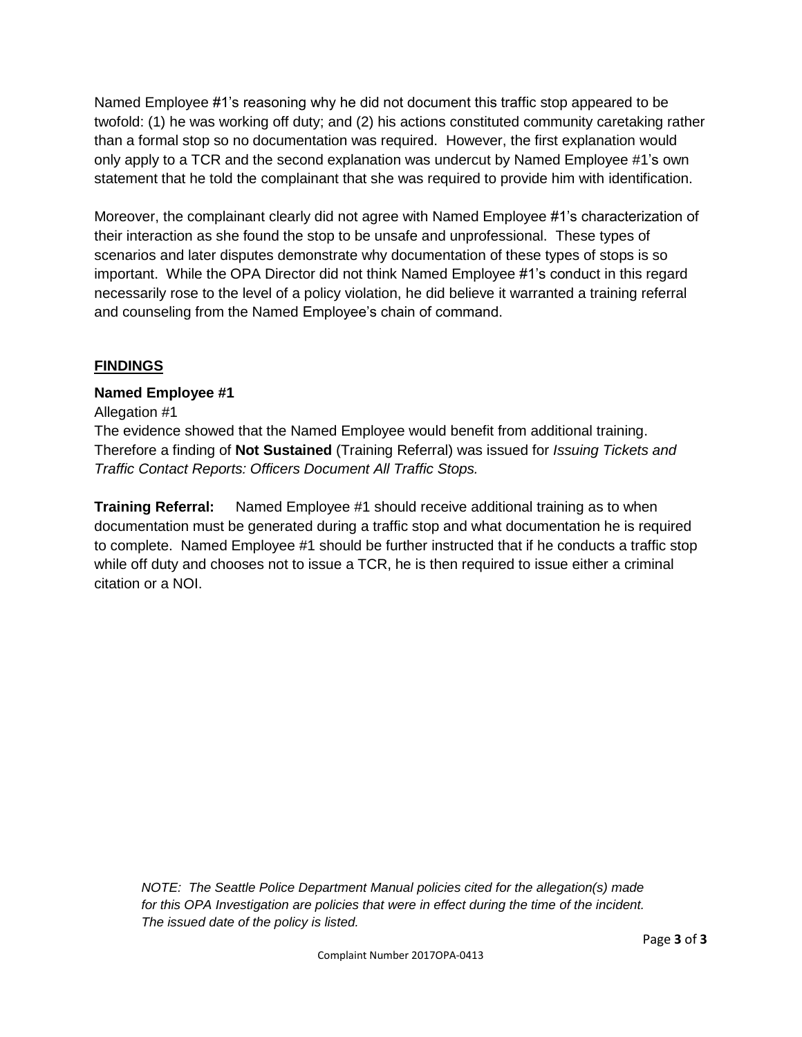Named Employee #1's reasoning why he did not document this traffic stop appeared to be twofold: (1) he was working off duty; and (2) his actions constituted community caretaking rather than a formal stop so no documentation was required. However, the first explanation would only apply to a TCR and the second explanation was undercut by Named Employee #1's own statement that he told the complainant that she was required to provide him with identification.

Moreover, the complainant clearly did not agree with Named Employee #1's characterization of their interaction as she found the stop to be unsafe and unprofessional. These types of scenarios and later disputes demonstrate why documentation of these types of stops is so important. While the OPA Director did not think Named Employee #1's conduct in this regard necessarily rose to the level of a policy violation, he did believe it warranted a training referral and counseling from the Named Employee's chain of command.

## FINDINGS

### Named Employee #1

Allegation #1

The evidence showed that the Named Employee would benefit from additional training. Therefore a finding of **Not Sustained** (Training Referral) was issued for *Issuing Tickets and Traffic Contact Reports: Officers Document All Traffic Stops.*

**Training Referral:** Named Employee #1 should receive additional training as to when documentation must be generated during a traffic stop and what documentation he is required to complete. Named Employee #1 should be further instructed that if he conducts a traffic stop while off duty and chooses not to issue a TCR, he is then required to issue either a criminal citation or a NOI.

*NOTE: The Seattle Police Department Manual policies cited for the allegation(s) made for this OPA Investigation are policies that were in effect during the time of the incident. The issued date of the policy is listed.*

Complaint Number 2017OPA-0413